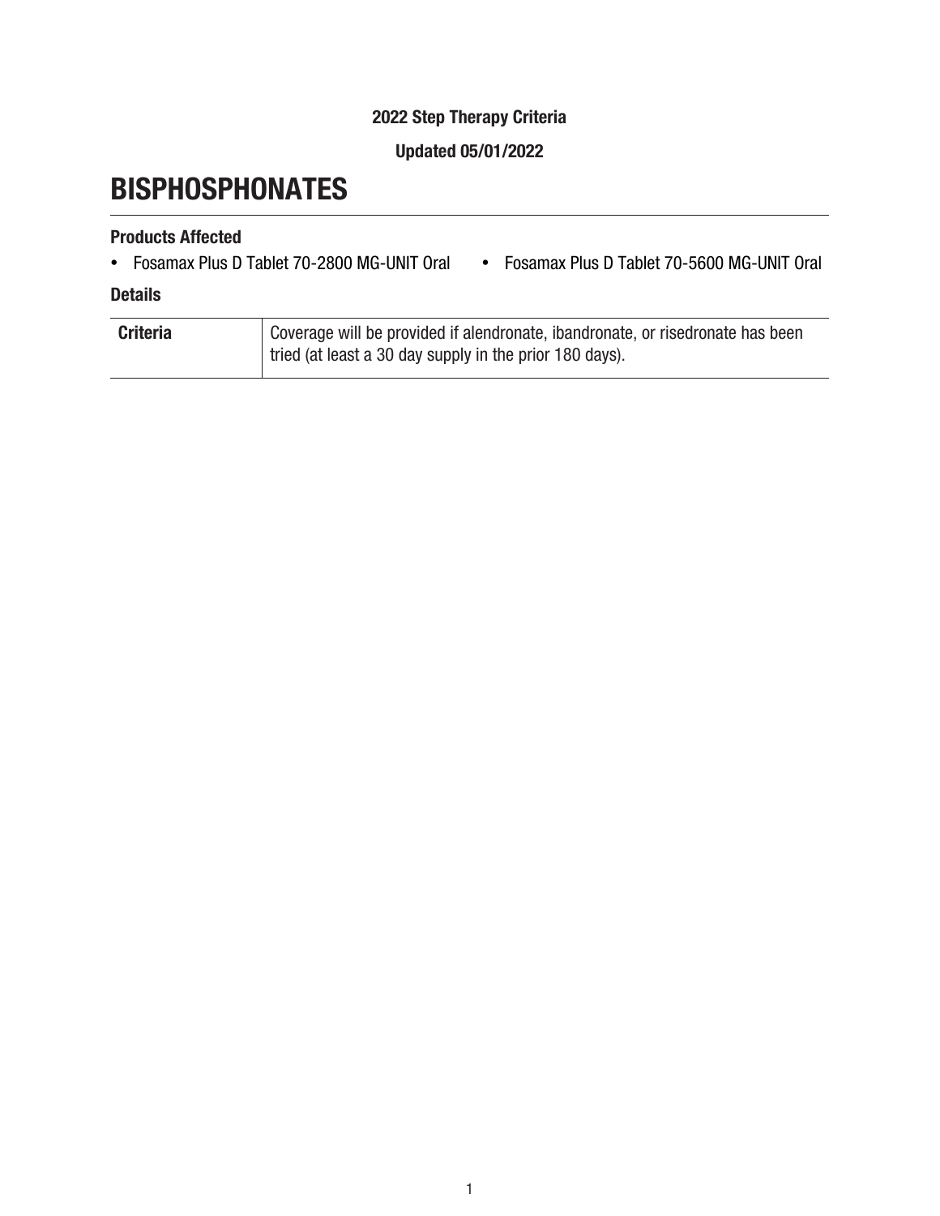**2022 Step Therapy Criteria**

**Updated 05/01/2022**

# BISPHOSPHONATES

### Products Affected

- Fosamax Plus D Tablet 70-2800 MG-UNIT Oral
- Fosamax Plus D Tablet 70-5600 MG-UNIT Oral

### Details

| | |
|---|---|
| **Criteria** | Coverage will be provided if alendronate, ibandronate, or risedronate has been tried (at least a 30 day supply in the prior 180 days). |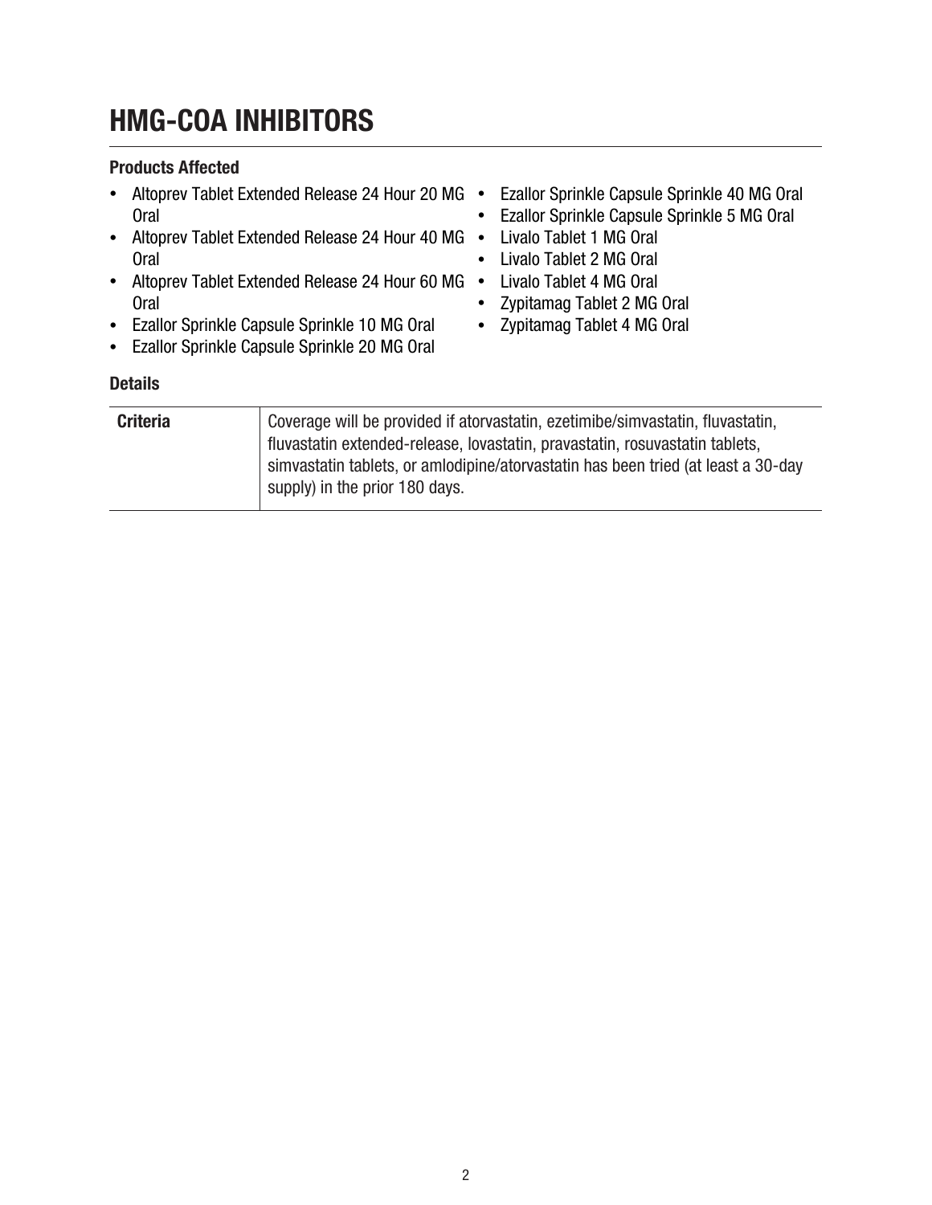# HMG-COA INHIBITORS

### Products Affected

- Altoprev Tablet Extended Release 24 Hour 20 MG Oral
- Altoprev Tablet Extended Release 24 Hour 40 MG Oral
- Altoprev Tablet Extended Release 24 Hour 60 MG Oral
- Ezallor Sprinkle Capsule Sprinkle 10 MG Oral
- Ezallor Sprinkle Capsule Sprinkle 20 MG Oral
- Ezallor Sprinkle Capsule Sprinkle 40 MG Oral
- Ezallor Sprinkle Capsule Sprinkle 5 MG Oral
- Livalo Tablet 1 MG Oral
- Livalo Tablet 2 MG Oral
- Livalo Tablet 4 MG Oral
- Zypitamag Tablet 2 MG Oral
- Zypitamag Tablet 4 MG Oral

### Details

| | |
|---|---|
| **Criteria** | Coverage will be provided if atorvastatin, ezetimibe/simvastatin, fluvastatin, fluvastatin extended-release, lovastatin, pravastatin, rosuvastatin tablets, simvastatin tablets, or amlodipine/atorvastatin has been tried (at least a 30-day supply) in the prior 180 days. |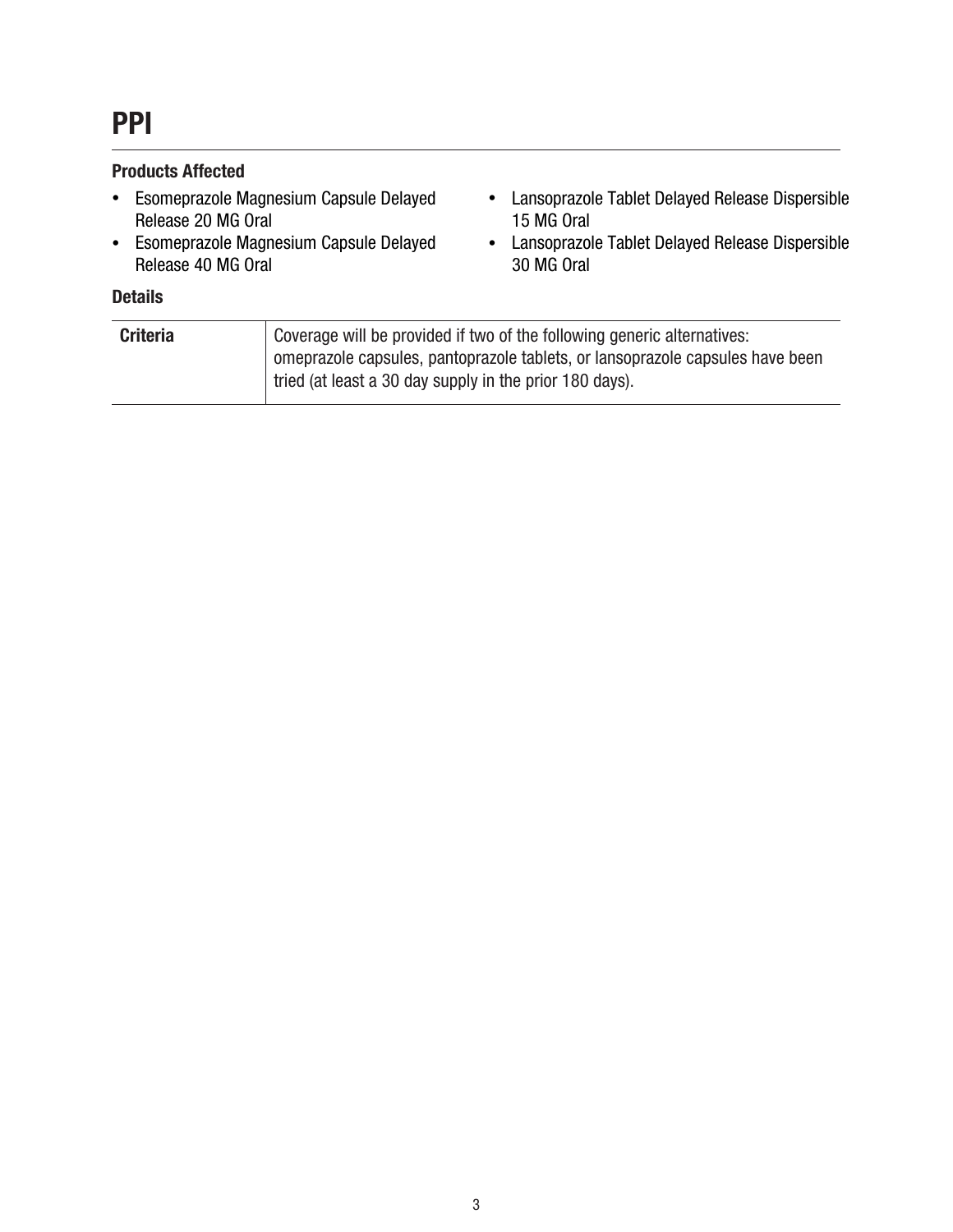# PPI

### Products Affected

- Esomeprazole Magnesium Capsule Delayed Release 20 MG Oral
- Esomeprazole Magnesium Capsule Delayed Release 40 MG Oral
- Lansoprazole Tablet Delayed Release Dispersible 15 MG Oral
- Lansoprazole Tablet Delayed Release Dispersible 30 MG Oral

### Details

| | |
|---|---|
| **Criteria** | Coverage will be provided if two of the following generic alternatives: omeprazole capsules, pantoprazole tablets, or lansoprazole capsules have been tried (at least a 30 day supply in the prior 180 days). |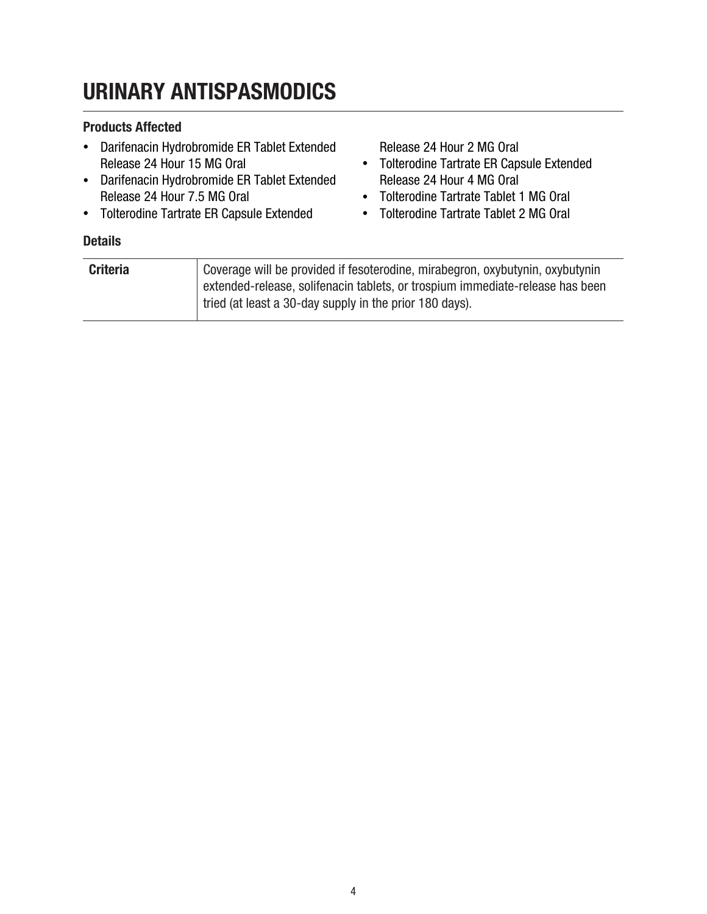# URINARY ANTISPASMODICS

### Products Affected

- Darifenacin Hydrobromide ER Tablet Extended Release 24 Hour 15 MG Oral
- Darifenacin Hydrobromide ER Tablet Extended Release 24 Hour 7.5 MG Oral
- Tolterodine Tartrate ER Capsule Extended Release 24 Hour 2 MG Oral
- Tolterodine Tartrate ER Capsule Extended Release 24 Hour 4 MG Oral
- Tolterodine Tartrate Tablet 1 MG Oral
- Tolterodine Tartrate Tablet 2 MG Oral

### Details

| | |
|---|---|
| **Criteria** | Coverage will be provided if fesoterodine, mirabegron, oxybutynin, oxybutynin extended-release, solifenacin tablets, or trospium immediate-release has been tried (at least a 30-day supply in the prior 180 days). |